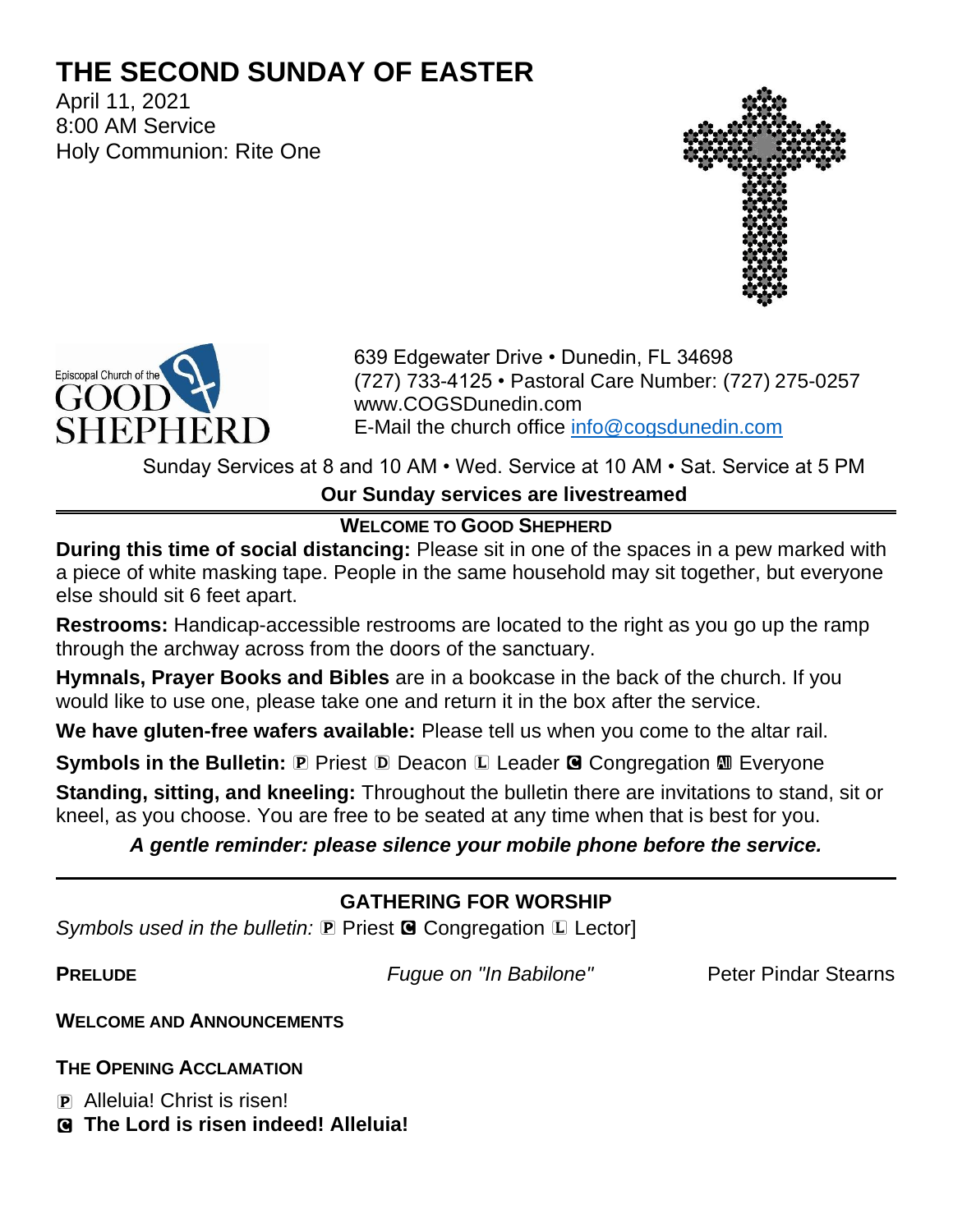# THE SECOND SUNDAY OF EASTER

April 11, 2021
8:00 AM Service
Holy Communion: Rite One

Episcopal Church of the GOOD SHEPHERD

639 Edgewater Drive • Dunedin, FL 34698
(727) 733-4125 • Pastoral Care Number: (727) 275-0257
www.COGSDunedin.com
E-Mail the church office info@cogsdunedin.com

Sunday Services at 8 and 10 AM • Wed. Service at 10 AM • Sat. Service at 5 PM

**Our Sunday services are livestreamed**

---

**WELCOME TO GOOD SHEPHERD**

**During this time of social distancing:** Please sit in one of the spaces in a pew marked with a piece of white masking tape. People in the same household may sit together, but everyone else should sit 6 feet apart.

**Restrooms:** Handicap-accessible restrooms are located to the right as you go up the ramp through the archway across from the doors of the sanctuary.

**Hymnals, Prayer Books and Bibles** are in a bookcase in the back of the church. If you would like to use one, please take one and return it in the box after the service.

**We have gluten-free wafers available:** Please tell us when you come to the altar rail.

**Symbols in the Bulletin:** Ⓟ Priest Ⓓ Deacon Ⓛ Leader Ⓒ Congregation Ⓐ Everyone

**Standing, sitting, and kneeling:** Throughout the bulletin there are invitations to stand, sit or kneel, as you choose. You are free to be seated at any time when that is best for you.

***A gentle reminder: please silence your mobile phone before the service.***

---

## GATHERING FOR WORSHIP

*Symbols used in the bulletin:* Ⓟ Priest Ⓒ Congregation Ⓛ Lector]

**PRELUDE** *Fugue on "In Babilone"* Peter Pindar Stearns

**WELCOME AND ANNOUNCEMENTS**

**THE OPENING ACCLAMATION**

Ⓟ Alleluia! Christ is risen!
Ⓒ **The Lord is risen indeed! Alleluia!**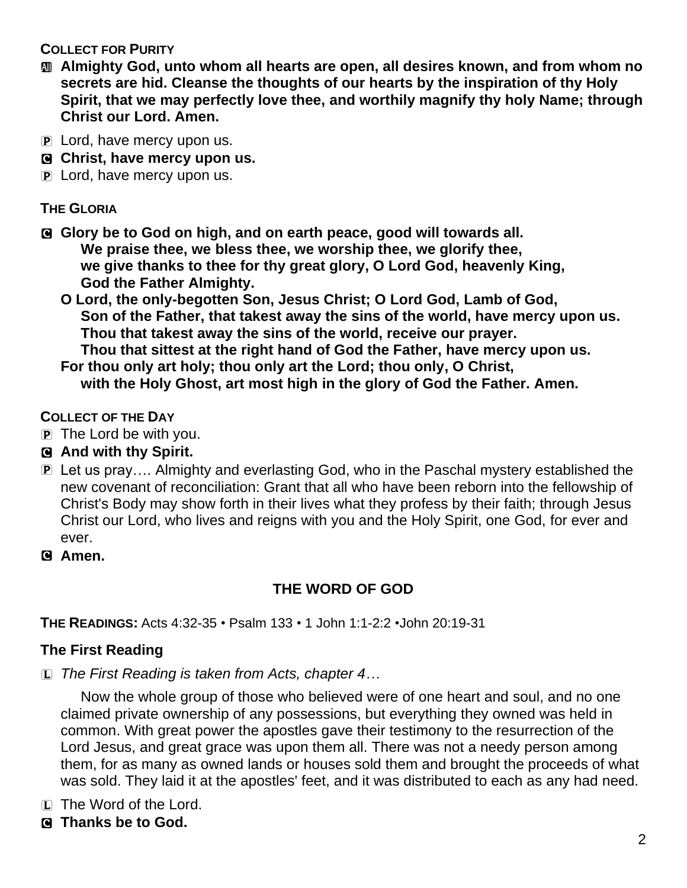**COLLECT FOR PURITY**

Ⓐ **Almighty God, unto whom all hearts are open, all desires known, and from whom no secrets are hid. Cleanse the thoughts of our hearts by the inspiration of thy Holy Spirit, that we may perfectly love thee, and worthily magnify thy holy Name; through Christ our Lord. Amen.**

Ⓟ Lord, have mercy upon us.

Ⓒ **Christ, have mercy upon us.**

Ⓟ Lord, have mercy upon us.

**THE GLORIA**

Ⓒ **Glory be to God on high, and on earth peace, good will towards all.**
**We praise thee, we bless thee, we worship thee, we glorify thee,**
**we give thanks to thee for thy great glory, O Lord God, heavenly King,**
**God the Father Almighty.**
**O Lord, the only-begotten Son, Jesus Christ; O Lord God, Lamb of God,**
**Son of the Father, that takest away the sins of the world, have mercy upon us.**
**Thou that takest away the sins of the world, receive our prayer.**
**Thou that sittest at the right hand of God the Father, have mercy upon us.**
**For thou only art holy; thou only art the Lord; thou only, O Christ,**
**with the Holy Ghost, art most high in the glory of God the Father. Amen.**

**COLLECT OF THE DAY**

Ⓟ The Lord be with you.

Ⓒ **And with thy Spirit.**

Ⓟ Let us pray…. Almighty and everlasting God, who in the Paschal mystery established the new covenant of reconciliation: Grant that all who have been reborn into the fellowship of Christ's Body may show forth in their lives what they profess by their faith; through Jesus Christ our Lord, who lives and reigns with you and the Holy Spirit, one God, for ever and ever.

Ⓒ **Amen.**

## THE WORD OF GOD

**THE READINGS:** Acts 4:32-35 • Psalm 133 • 1 John 1:1-2:2 •John 20:19-31

### The First Reading

Ⓛ *The First Reading is taken from Acts, chapter 4…*

Now the whole group of those who believed were of one heart and soul, and no one claimed private ownership of any possessions, but everything they owned was held in common. With great power the apostles gave their testimony to the resurrection of the Lord Jesus, and great grace was upon them all. There was not a needy person among them, for as many as owned lands or houses sold them and brought the proceeds of what was sold. They laid it at the apostles' feet, and it was distributed to each as any had need.

Ⓛ The Word of the Lord.

Ⓒ **Thanks be to God.**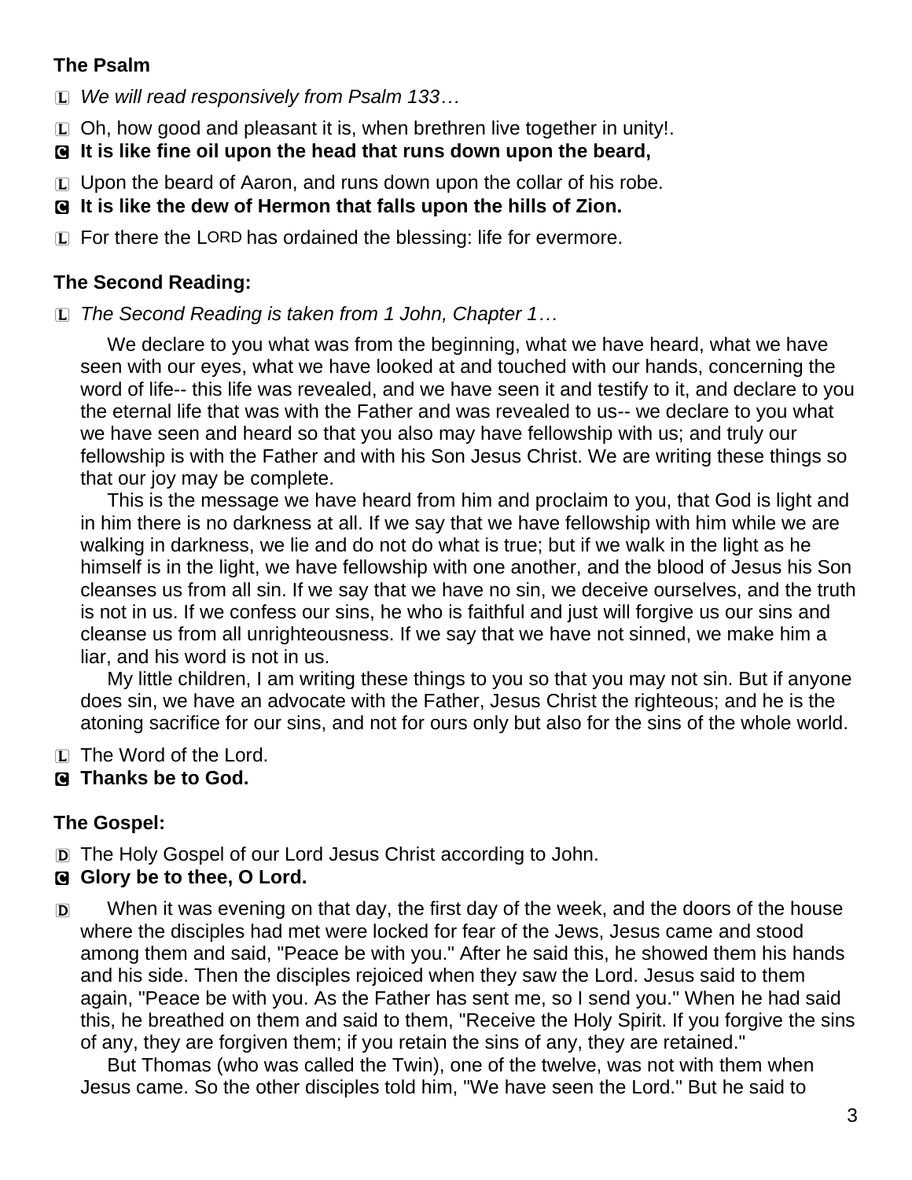**The Psalm**

L *We will read responsively from Psalm 133…*

L Oh, how good and pleasant it is, when brethren live together in unity!.

C **It is like fine oil upon the head that runs down upon the beard,**

L Upon the beard of Aaron, and runs down upon the collar of his robe.

C **It is like the dew of Hermon that falls upon the hills of Zion.**

L For there the LORD has ordained the blessing: life for evermore.

**The Second Reading:**

L *The Second Reading is taken from 1 John, Chapter 1…*

We declare to you what was from the beginning, what we have heard, what we have seen with our eyes, what we have looked at and touched with our hands, concerning the word of life-- this life was revealed, and we have seen it and testify to it, and declare to you the eternal life that was with the Father and was revealed to us-- we declare to you what we have seen and heard so that you also may have fellowship with us; and truly our fellowship is with the Father and with his Son Jesus Christ. We are writing these things so that our joy may be complete.

This is the message we have heard from him and proclaim to you, that God is light and in him there is no darkness at all. If we say that we have fellowship with him while we are walking in darkness, we lie and do not do what is true; but if we walk in the light as he himself is in the light, we have fellowship with one another, and the blood of Jesus his Son cleanses us from all sin. If we say that we have no sin, we deceive ourselves, and the truth is not in us. If we confess our sins, he who is faithful and just will forgive us our sins and cleanse us from all unrighteousness. If we say that we have not sinned, we make him a liar, and his word is not in us.

My little children, I am writing these things to you so that you may not sin. But if anyone does sin, we have an advocate with the Father, Jesus Christ the righteous; and he is the atoning sacrifice for our sins, and not for ours only but also for the sins of the whole world.

L The Word of the Lord.

C **Thanks be to God.**

**The Gospel:**

D The Holy Gospel of our Lord Jesus Christ according to John.

C **Glory be to thee, O Lord.**

D When it was evening on that day, the first day of the week, and the doors of the house where the disciples had met were locked for fear of the Jews, Jesus came and stood among them and said, "Peace be with you." After he said this, he showed them his hands and his side. Then the disciples rejoiced when they saw the Lord. Jesus said to them again, "Peace be with you. As the Father has sent me, so I send you." When he had said this, he breathed on them and said to them, "Receive the Holy Spirit. If you forgive the sins of any, they are forgiven them; if you retain the sins of any, they are retained."

But Thomas (who was called the Twin), one of the twelve, was not with them when Jesus came. So the other disciples told him, "We have seen the Lord." But he said to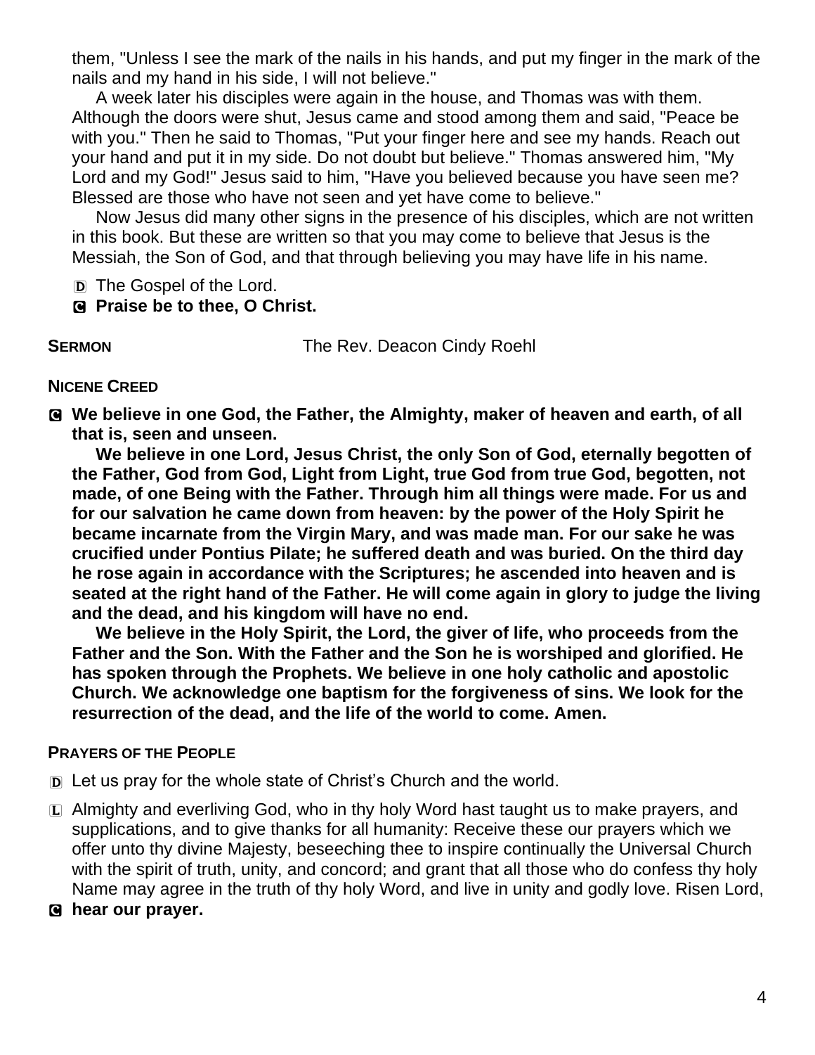them, "Unless I see the mark of the nails in his hands, and put my finger in the mark of the nails and my hand in his side, I will not believe."

A week later his disciples were again in the house, and Thomas was with them. Although the doors were shut, Jesus came and stood among them and said, "Peace be with you." Then he said to Thomas, "Put your finger here and see my hands. Reach out your hand and put it in my side. Do not doubt but believe." Thomas answered him, "My Lord and my God!" Jesus said to him, "Have you believed because you have seen me? Blessed are those who have not seen and yet have come to believe."

Now Jesus did many other signs in the presence of his disciples, which are not written in this book. But these are written so that you may come to believe that Jesus is the Messiah, the Son of God, and that through believing you may have life in his name.

D The Gospel of the Lord.

C **Praise be to thee, O Christ.**

**SERMON** The Rev. Deacon Cindy Roehl

**NICENE CREED**

C **We believe in one God, the Father, the Almighty, maker of heaven and earth, of all that is, seen and unseen.**

**We believe in one Lord, Jesus Christ, the only Son of God, eternally begotten of the Father, God from God, Light from Light, true God from true God, begotten, not made, of one Being with the Father. Through him all things were made. For us and for our salvation he came down from heaven: by the power of the Holy Spirit he became incarnate from the Virgin Mary, and was made man. For our sake he was crucified under Pontius Pilate; he suffered death and was buried. On the third day he rose again in accordance with the Scriptures; he ascended into heaven and is seated at the right hand of the Father. He will come again in glory to judge the living and the dead, and his kingdom will have no end.**

**We believe in the Holy Spirit, the Lord, the giver of life, who proceeds from the Father and the Son. With the Father and the Son he is worshiped and glorified. He has spoken through the Prophets. We believe in one holy catholic and apostolic Church. We acknowledge one baptism for the forgiveness of sins. We look for the resurrection of the dead, and the life of the world to come. Amen.**

**PRAYERS OF THE PEOPLE**

D Let us pray for the whole state of Christ's Church and the world.

L Almighty and everliving God, who in thy holy Word hast taught us to make prayers, and supplications, and to give thanks for all humanity: Receive these our prayers which we offer unto thy divine Majesty, beseeching thee to inspire continually the Universal Church with the spirit of truth, unity, and concord; and grant that all those who do confess thy holy Name may agree in the truth of thy holy Word, and live in unity and godly love. Risen Lord,

C **hear our prayer.**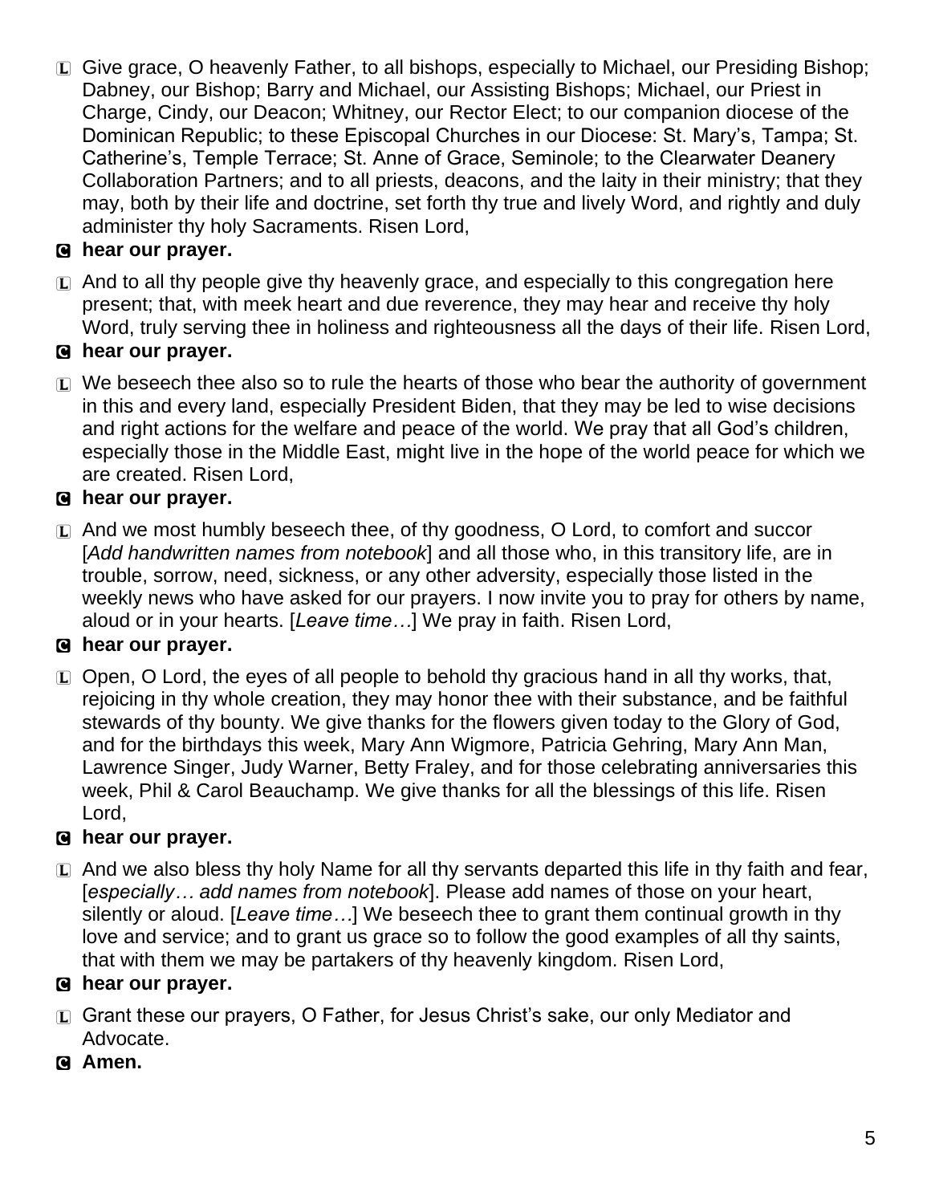L Give grace, O heavenly Father, to all bishops, especially to Michael, our Presiding Bishop; Dabney, our Bishop; Barry and Michael, our Assisting Bishops; Michael, our Priest in Charge, Cindy, our Deacon; Whitney, our Rector Elect; to our companion diocese of the Dominican Republic; to these Episcopal Churches in our Diocese: St. Mary's, Tampa; St. Catherine's, Temple Terrace; St. Anne of Grace, Seminole; to the Clearwater Deanery Collaboration Partners; and to all priests, deacons, and the laity in their ministry; that they may, both by their life and doctrine, set forth thy true and lively Word, and rightly and duly administer thy holy Sacraments. Risen Lord,

**C hear our prayer.**

L And to all thy people give thy heavenly grace, and especially to this congregation here present; that, with meek heart and due reverence, they may hear and receive thy holy Word, truly serving thee in holiness and righteousness all the days of their life. Risen Lord,

**C hear our prayer.**

L We beseech thee also so to rule the hearts of those who bear the authority of government in this and every land, especially President Biden, that they may be led to wise decisions and right actions for the welfare and peace of the world. We pray that all God's children, especially those in the Middle East, might live in the hope of the world peace for which we are created. Risen Lord,

**C hear our prayer.**

L And we most humbly beseech thee, of thy goodness, O Lord, to comfort and succor [*Add handwritten names from notebook*] and all those who, in this transitory life, are in trouble, sorrow, need, sickness, or any other adversity, especially those listed in the weekly news who have asked for our prayers. I now invite you to pray for others by name, aloud or in your hearts. [*Leave time…*] We pray in faith. Risen Lord,

**C hear our prayer.**

L Open, O Lord, the eyes of all people to behold thy gracious hand in all thy works, that, rejoicing in thy whole creation, they may honor thee with their substance, and be faithful stewards of thy bounty. We give thanks for the flowers given today to the Glory of God, and for the birthdays this week, Mary Ann Wigmore, Patricia Gehring, Mary Ann Man, Lawrence Singer, Judy Warner, Betty Fraley, and for those celebrating anniversaries this week, Phil & Carol Beauchamp. We give thanks for all the blessings of this life. Risen Lord,

**C hear our prayer.**

L And we also bless thy holy Name for all thy servants departed this life in thy faith and fear, [*especially… add names from notebook*]. Please add names of those on your heart, silently or aloud. [*Leave time…*] We beseech thee to grant them continual growth in thy love and service; and to grant us grace so to follow the good examples of all thy saints, that with them we may be partakers of thy heavenly kingdom. Risen Lord,

**C hear our prayer.**

L Grant these our prayers, O Father, for Jesus Christ's sake, our only Mediator and Advocate.

**C Amen.**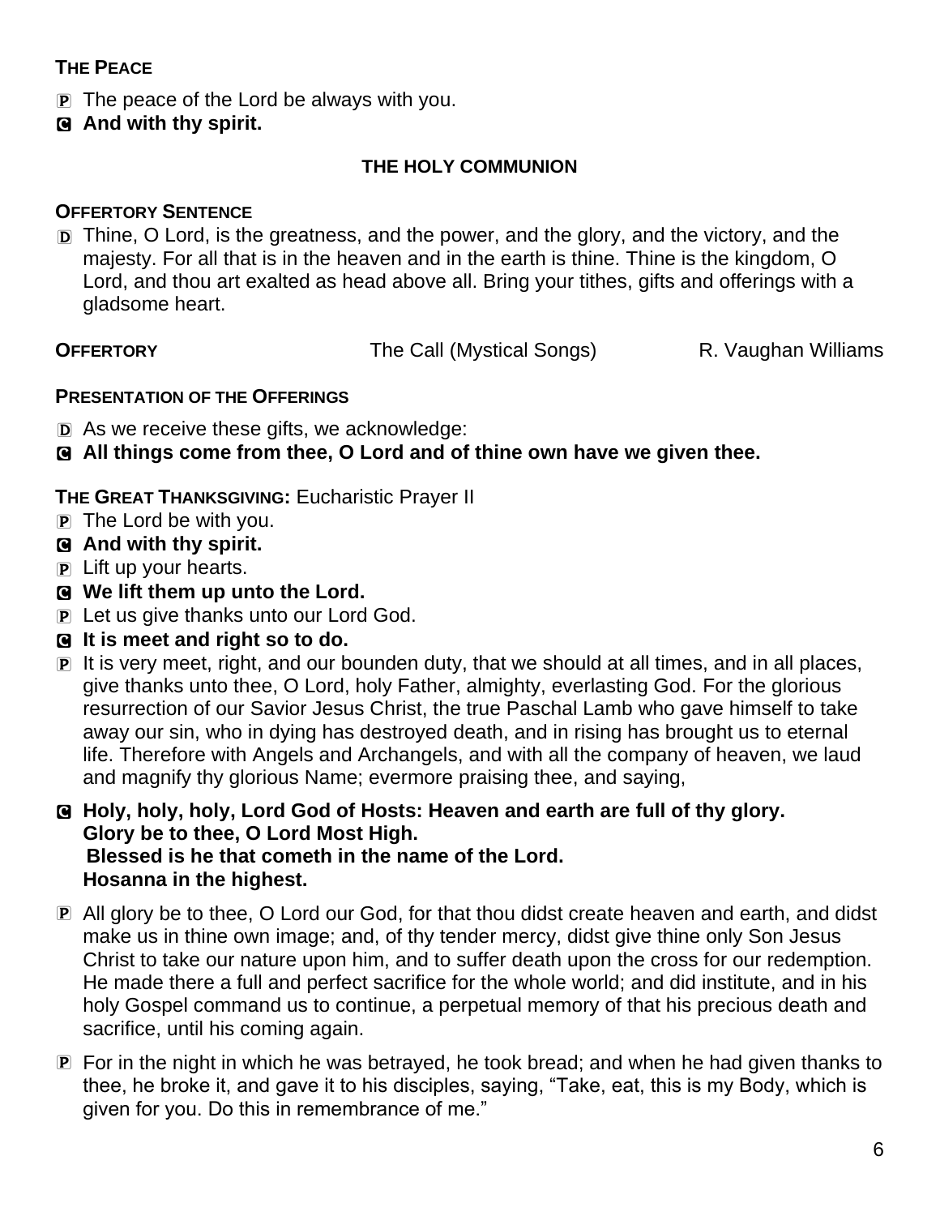**THE PEACE**

P The peace of the Lord be always with you.

C **And with thy spirit.**

**THE HOLY COMMUNION**

**OFFERTORY SENTENCE**

D Thine, O Lord, is the greatness, and the power, and the glory, and the victory, and the majesty. For all that is in the heaven and in the earth is thine. Thine is the kingdom, O Lord, and thou art exalted as head above all. Bring your tithes, gifts and offerings with a gladsome heart.

**OFFERTORY** The Call (Mystical Songs) R. Vaughan Williams

**PRESENTATION OF THE OFFERINGS**

D As we receive these gifts, we acknowledge:

C **All things come from thee, O Lord and of thine own have we given thee.**

**THE GREAT THANKSGIVING:** Eucharistic Prayer II

P The Lord be with you.

C **And with thy spirit.**

P Lift up your hearts.

C **We lift them up unto the Lord.**

P Let us give thanks unto our Lord God.

C **It is meet and right so to do.**

P It is very meet, right, and our bounden duty, that we should at all times, and in all places, give thanks unto thee, O Lord, holy Father, almighty, everlasting God. For the glorious resurrection of our Savior Jesus Christ, the true Paschal Lamb who gave himself to take away our sin, who in dying has destroyed death, and in rising has brought us to eternal life. Therefore with Angels and Archangels, and with all the company of heaven, we laud and magnify thy glorious Name; evermore praising thee, and saying,

C **Holy, holy, holy, Lord God of Hosts: Heaven and earth are full of thy glory.
Glory be to thee, O Lord Most High.
Blessed is he that cometh in the name of the Lord.
Hosanna in the highest.**

P All glory be to thee, O Lord our God, for that thou didst create heaven and earth, and didst make us in thine own image; and, of thy tender mercy, didst give thine only Son Jesus Christ to take our nature upon him, and to suffer death upon the cross for our redemption. He made there a full and perfect sacrifice for the whole world; and did institute, and in his holy Gospel command us to continue, a perpetual memory of that his precious death and sacrifice, until his coming again.

P For in the night in which he was betrayed, he took bread; and when he had given thanks to thee, he broke it, and gave it to his disciples, saying, "Take, eat, this is my Body, which is given for you. Do this in remembrance of me."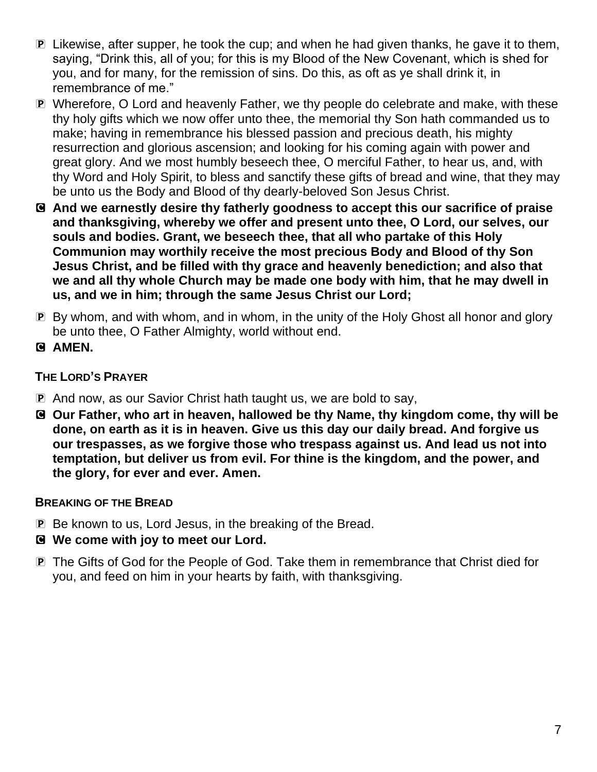P Likewise, after supper, he took the cup; and when he had given thanks, he gave it to them, saying, “Drink this, all of you; for this is my Blood of the New Covenant, which is shed for you, and for many, for the remission of sins. Do this, as oft as ye shall drink it, in remembrance of me.”

P Wherefore, O Lord and heavenly Father, we thy people do celebrate and make, with these thy holy gifts which we now offer unto thee, the memorial thy Son hath commanded us to make; having in remembrance his blessed passion and precious death, his mighty resurrection and glorious ascension; and looking for his coming again with power and great glory. And we most humbly beseech thee, O merciful Father, to hear us, and, with thy Word and Holy Spirit, to bless and sanctify these gifts of bread and wine, that they may be unto us the Body and Blood of thy dearly-beloved Son Jesus Christ.

C **And we earnestly desire thy fatherly goodness to accept this our sacrifice of praise and thanksgiving, whereby we offer and present unto thee, O Lord, our selves, our souls and bodies. Grant, we beseech thee, that all who partake of this Holy Communion may worthily receive the most precious Body and Blood of thy Son Jesus Christ, and be filled with thy grace and heavenly benediction; and also that we and all thy whole Church may be made one body with him, that he may dwell in us, and we in him; through the same Jesus Christ our Lord;**

P By whom, and with whom, and in whom, in the unity of the Holy Ghost all honor and glory be unto thee, O Father Almighty, world without end.

C **AMEN.**

### THE LORD’S PRAYER

P And now, as our Savior Christ hath taught us, we are bold to say,

C **Our Father, who art in heaven, hallowed be thy Name, thy kingdom come, thy will be done, on earth as it is in heaven. Give us this day our daily bread. And forgive us our trespasses, as we forgive those who trespass against us. And lead us not into temptation, but deliver us from evil. For thine is the kingdom, and the power, and the glory, for ever and ever. Amen.**

### BREAKING OF THE BREAD

P Be known to us, Lord Jesus, in the breaking of the Bread.

C **We come with joy to meet our Lord.**

P The Gifts of God for the People of God. Take them in remembrance that Christ died for you, and feed on him in your hearts by faith, with thanksgiving.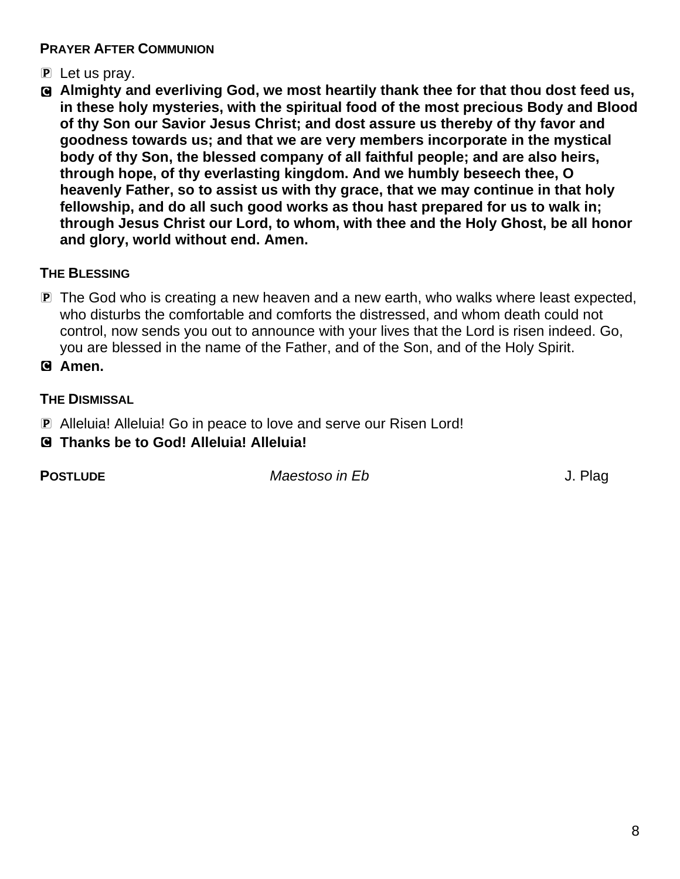### Prayer After Communion

P Let us pray.

C **Almighty and everliving God, we most heartily thank thee for that thou dost feed us, in these holy mysteries, with the spiritual food of the most precious Body and Blood of thy Son our Savior Jesus Christ; and dost assure us thereby of thy favor and goodness towards us; and that we are very members incorporate in the mystical body of thy Son, the blessed company of all faithful people; and are also heirs, through hope, of thy everlasting kingdom. And we humbly beseech thee, O heavenly Father, so to assist us with thy grace, that we may continue in that holy fellowship, and do all such good works as thou hast prepared for us to walk in; through Jesus Christ our Lord, to whom, with thee and the Holy Ghost, be all honor and glory, world without end. Amen.**

### The Blessing

P The God who is creating a new heaven and a new earth, who walks where least expected, who disturbs the comfortable and comforts the distressed, and whom death could not control, now sends you out to announce with your lives that the Lord is risen indeed. Go, you are blessed in the name of the Father, and of the Son, and of the Holy Spirit.

C **Amen.**

### The Dismissal

P Alleluia! Alleluia! Go in peace to love and serve our Risen Lord!

C **Thanks be to God! Alleluia! Alleluia!**

**Postlude** *Maestoso in Eb* J. Plag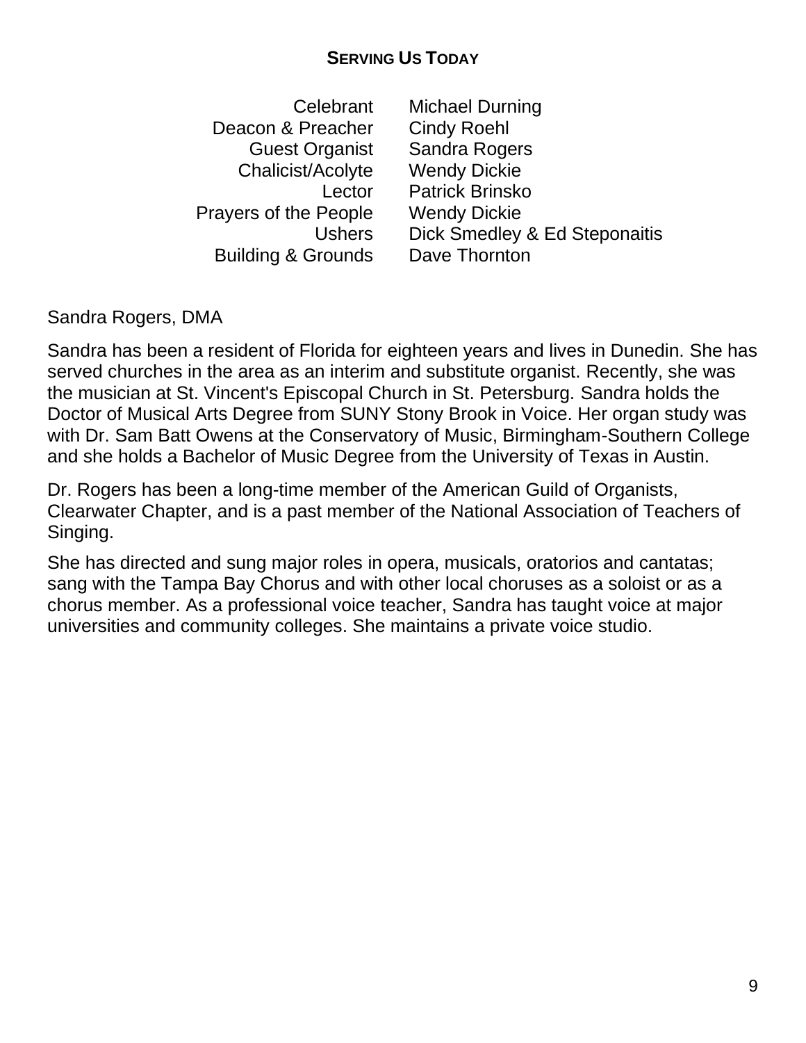## SERVING US TODAY

| | |
|---|---|
| Celebrant | Michael Durning |
| Deacon & Preacher | Cindy Roehl |
| Guest Organist | Sandra Rogers |
| Chalicist/Acolyte | Wendy Dickie |
| Lector | Patrick Brinsko |
| Prayers of the People | Wendy Dickie |
| Ushers | Dick Smedley & Ed Steponaitis |
| Building & Grounds | Dave Thornton |

Sandra Rogers, DMA

Sandra has been a resident of Florida for eighteen years and lives in Dunedin. She has served churches in the area as an interim and substitute organist. Recently, she was the musician at St. Vincent's Episcopal Church in St. Petersburg. Sandra holds the Doctor of Musical Arts Degree from SUNY Stony Brook in Voice. Her organ study was with Dr. Sam Batt Owens at the Conservatory of Music, Birmingham-Southern College and she holds a Bachelor of Music Degree from the University of Texas in Austin.

Dr. Rogers has been a long-time member of the American Guild of Organists, Clearwater Chapter, and is a past member of the National Association of Teachers of Singing.

She has directed and sung major roles in opera, musicals, oratorios and cantatas; sang with the Tampa Bay Chorus and with other local choruses as a soloist or as a chorus member. As a professional voice teacher, Sandra has taught voice at major universities and community colleges. She maintains a private voice studio.